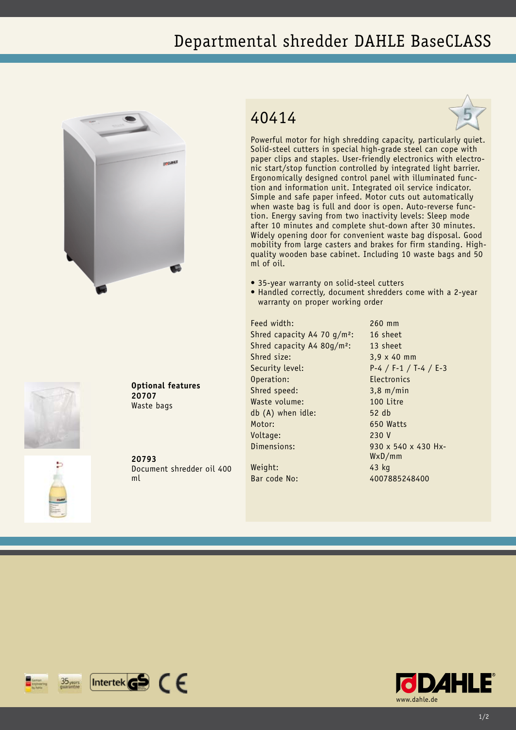# Departmental shredder DAHLE BaseCLASS

## 40414

Powerful motor for high shredding capacity, particularly quiet. Solid-steel cutters in special high-grade steel can cope with paper clips and staples. User-friendly electronics with electronic start/stop function controlled by integrated light barrier. Ergonomically designed control panel with illuminated function and information unit. Integrated oil service indicator. Simple and safe paper infeed. Motor cuts out automatically when waste bag is full and door is open. Auto-reverse function. Energy saving from two inactivity levels: Sleep mode after 10 minutes and complete shut-down after 30 minutes. Widely opening door for convenient waste bag disposal. Good mobility from large casters and brakes for firm standing. High-quality wooden base cabinet. Including 10 waste bags and 50 ml of oil.

- 35-year warranty on solid-steel cutters
- Handled correctly, document shredders come with a 2-year warranty on proper working order

| | |
|---|---|
| Feed width: | 260 mm |
| Shred capacity A4 70 g/m²: | 16 sheet |
| Shred capacity A4 80g/m²: | 13 sheet |
| Shred size: | 3,9 x 40 mm |
| Security level: | P-4 / F-1 / T-4 / E-3 |
| Operation: | Electronics |
| Shred speed: | 3,8 m/min |
| Waste volume: | 100 Litre |
| db (A) when idle: | 52 db |
| Motor: | 650 Watts |
| Voltage: | 230 V |
| Dimensions: | 930 x 540 x 430 Hx-WxD/mm |
| Weight: | 43 kg |
| Bar code No: | 4007885248400 |

**Optional features**

**20707**
Waste bags

**20793**
Document shredder oil 400 ml

www.dahle.de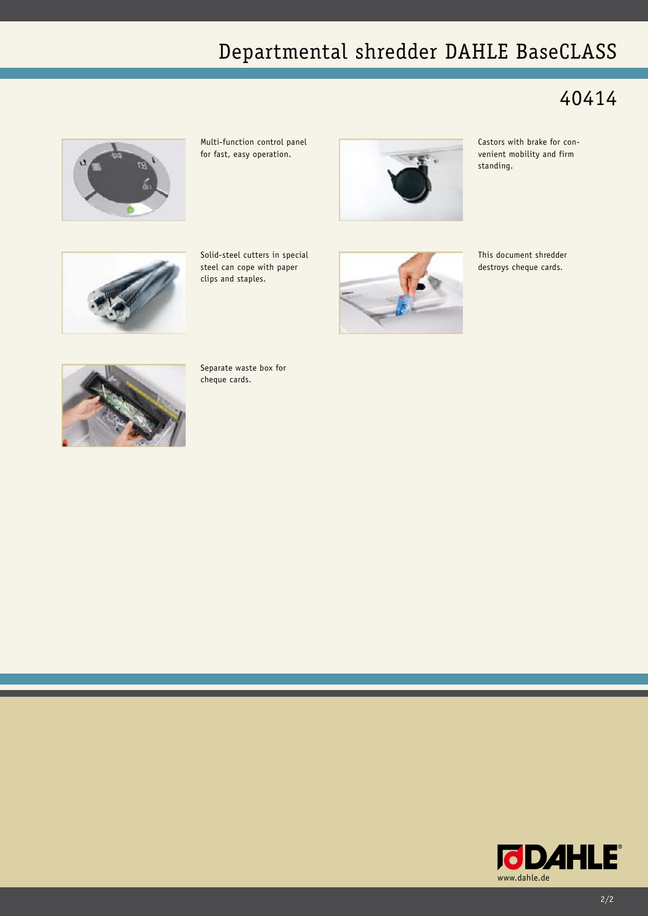# Departmental shredder DAHLE BaseCLASS

## 40414

Multi-function control panel for fast, easy operation.

Castors with brake for convenient mobility and firm standing.

Solid-steel cutters in special steel can cope with paper clips and staples.

This document shredder destroys cheque cards.

Separate waste box for cheque cards.

www.dahle.de